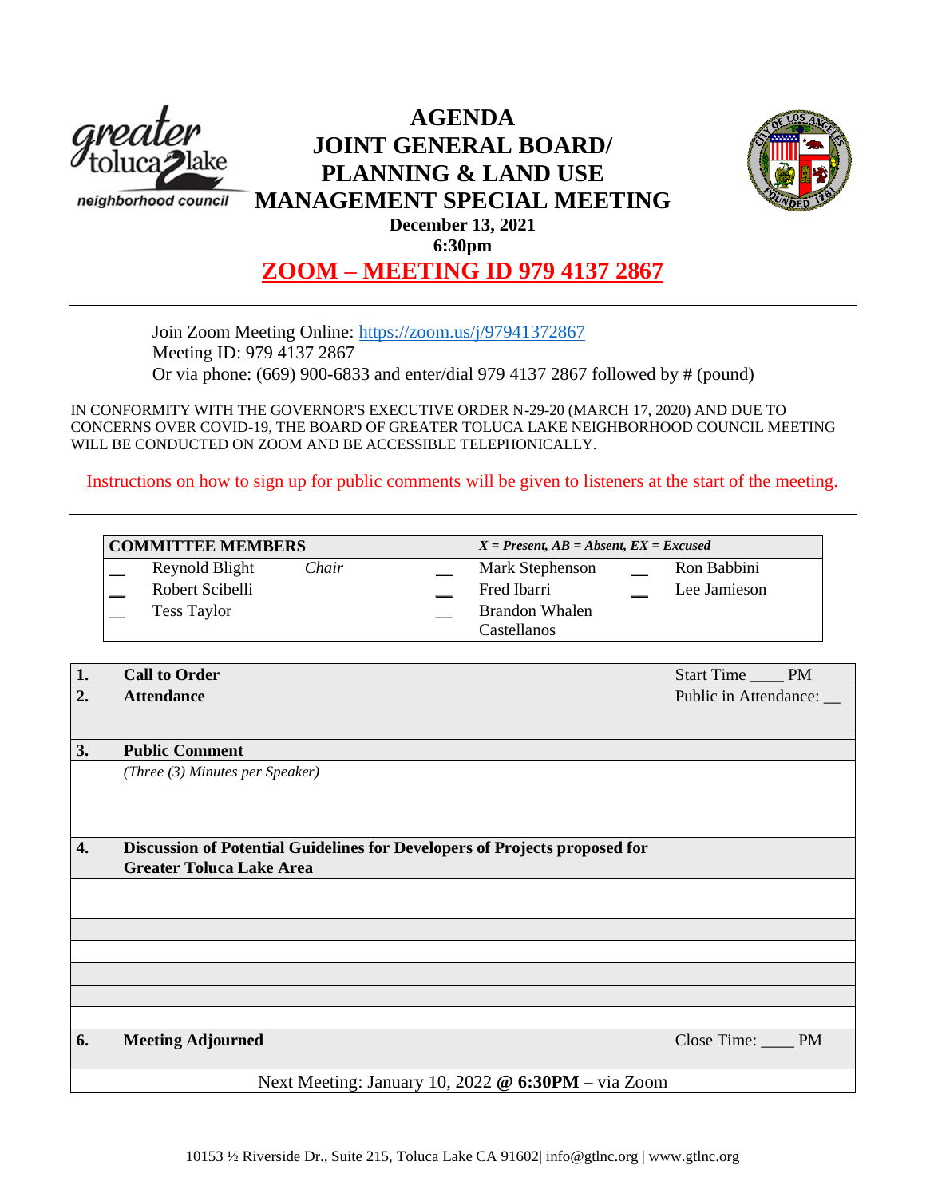# AGENDA
# JOINT GENERAL BOARD/ PLANNING & LAND USE MANAGEMENT SPECIAL MEETING

**December 13, 2021**

**6:30pm**

**ZOOM – MEETING ID 979 4137 2867**

---

Join Zoom Meeting Online: https://zoom.us/j/97941372867
Meeting ID: 979 4137 2867
Or via phone: (669) 900-6833 and enter/dial 979 4137 2867 followed by # (pound)

IN CONFORMITY WITH THE GOVERNOR'S EXECUTIVE ORDER N-29-20 (MARCH 17, 2020) AND DUE TO CONCERNS OVER COVID-19, THE BOARD OF GREATER TOLUCA LAKE NEIGHBORHOOD COUNCIL MEETING WILL BE CONDUCTED ON ZOOM AND BE ACCESSIBLE TELEPHONICALLY.

Instructions on how to sign up for public comments will be given to listeners at the start of the meeting.

---

| **COMMITTEE MEMBERS** | | | *X = Present, AB = Absent, EX = Excused* | | |
|---|---|---|---|---|---|
| __ | Reynold Blight *Chair* | __ | Mark Stephenson | __ | Ron Babbini |
| __ | Robert Scibelli | __ | Fred Ibarri | __ | Lee Jamieson |
| __ | Tess Taylor | __ | Brandon Whalen Castellanos | | |

| | | |
|---|---|---|
| **1.** | **Call to Order** | Start Time ____ PM |
| **2.** | **Attendance** | Public in Attendance: __ |
| **3.** | **Public Comment** | |
| | *(Three (3) Minutes per Speaker)* | |
| **4.** | **Discussion of Potential Guidelines for Developers of Projects proposed for Greater Toluca Lake Area** | |
| | | |
| | | |
| | | |
| | | |
| | | |
| | | |
| **6.** | **Meeting Adjourned** | Close Time: ____ PM |

Next Meeting: January 10, 2022 **@ 6:30PM** – via Zoom

10153 ½ Riverside Dr., Suite 215, Toluca Lake CA 91602| info@gtlnc.org | www.gtlnc.org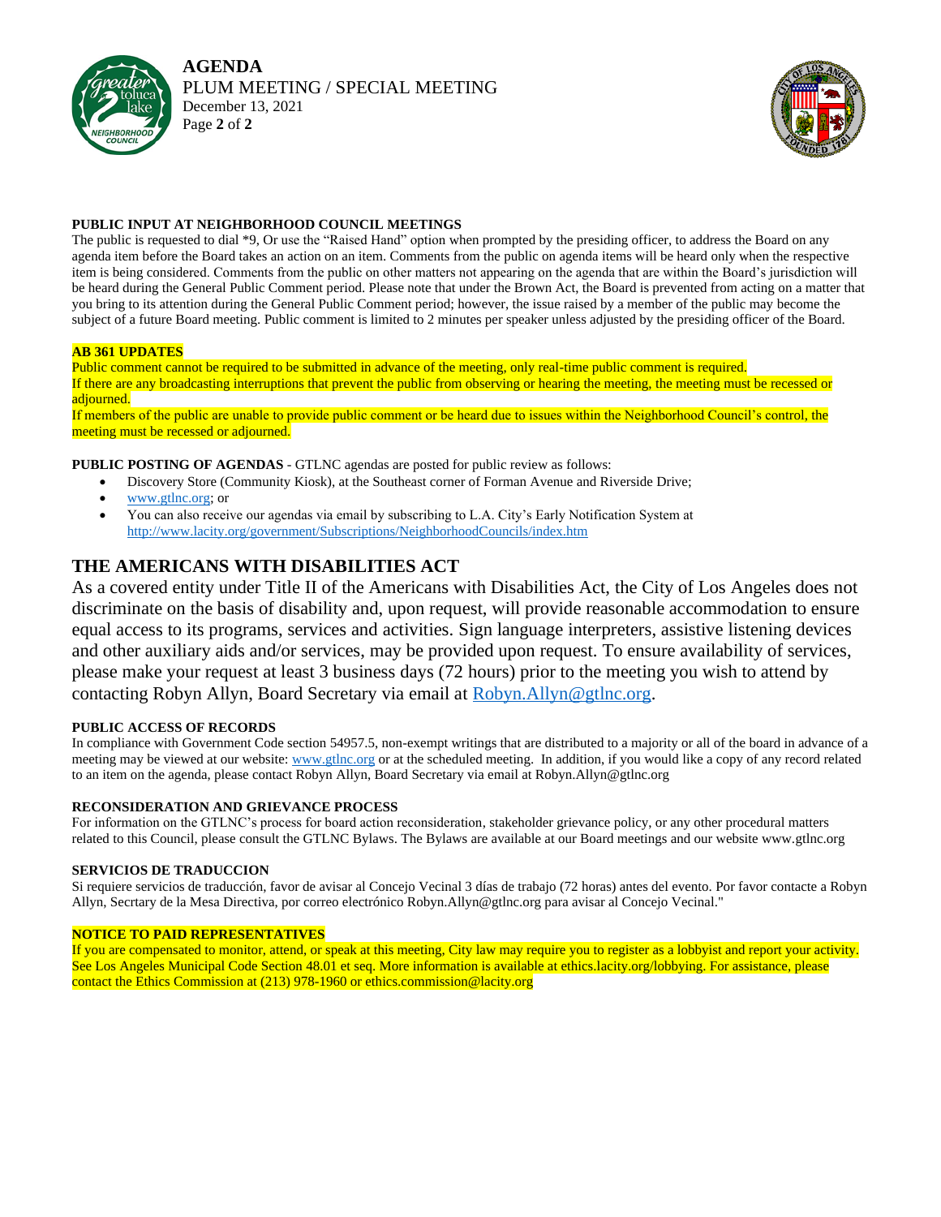**PUBLIC INPUT AT NEIGHBORHOOD COUNCIL MEETINGS**

The public is requested to dial *9, Or use the "Raised Hand" option when prompted by the presiding officer, to address the Board on any agenda item before the Board takes an action on an item. Comments from the public on agenda items will be heard only when the respective item is being considered. Comments from the public on other matters not appearing on the agenda that are within the Board's jurisdiction will be heard during the General Public Comment period. Please note that under the Brown Act, the Board is prevented from acting on a matter that you bring to its attention during the General Public Comment period; however, the issue raised by a member of the public may become the subject of a future Board meeting. Public comment is limited to 2 minutes per speaker unless adjusted by the presiding officer of the Board.

**AB 361 UPDATES**

Public comment cannot be required to be submitted in advance of the meeting, only real-time public comment is required.
If there are any broadcasting interruptions that prevent the public from observing or hearing the meeting, the meeting must be recessed or adjourned.
If members of the public are unable to provide public comment or be heard due to issues within the Neighborhood Council's control, the meeting must be recessed or adjourned.

**PUBLIC POSTING OF AGENDAS** - GTLNC agendas are posted for public review as follows:

- Discovery Store (Community Kiosk), at the Southeast corner of Forman Avenue and Riverside Drive;
- www.gtlnc.org; or
- You can also receive our agendas via email by subscribing to L.A. City's Early Notification System at http://www.lacity.org/government/Subscriptions/NeighborhoodCouncils/index.htm

## THE AMERICANS WITH DISABILITIES ACT

As a covered entity under Title II of the Americans with Disabilities Act, the City of Los Angeles does not discriminate on the basis of disability and, upon request, will provide reasonable accommodation to ensure equal access to its programs, services and activities. Sign language interpreters, assistive listening devices and other auxiliary aids and/or services, may be provided upon request. To ensure availability of services, please make your request at least 3 business days (72 hours) prior to the meeting you wish to attend by contacting Robyn Allyn, Board Secretary via email at Robyn.Allyn@gtlnc.org.

**PUBLIC ACCESS OF RECORDS**

In compliance with Government Code section 54957.5, non-exempt writings that are distributed to a majority or all of the board in advance of a meeting may be viewed at our website: www.gtlnc.org or at the scheduled meeting. In addition, if you would like a copy of any record related to an item on the agenda, please contact Robyn Allyn, Board Secretary via email at Robyn.Allyn@gtlnc.org

**RECONSIDERATION AND GRIEVANCE PROCESS**

For information on the GTLNC's process for board action reconsideration, stakeholder grievance policy, or any other procedural matters related to this Council, please consult the GTLNC Bylaws. The Bylaws are available at our Board meetings and our website www.gtlnc.org

**SERVICIOS DE TRADUCCION**

Si requiere servicios de traducción, favor de avisar al Concejo Vecinal 3 días de trabajo (72 horas) antes del evento. Por favor contacte a Robyn Allyn, Secrtary de la Mesa Directiva, por correo electrónico Robyn.Allyn@gtlnc.org para avisar al Concejo Vecinal."

**NOTICE TO PAID REPRESENTATIVES**

If you are compensated to monitor, attend, or speak at this meeting, City law may require you to register as a lobbyist and report your activity. See Los Angeles Municipal Code Section 48.01 et seq. More information is available at ethics.lacity.org/lobbying. For assistance, please contact the Ethics Commission at (213) 978-1960 or ethics.commission@lacity.org